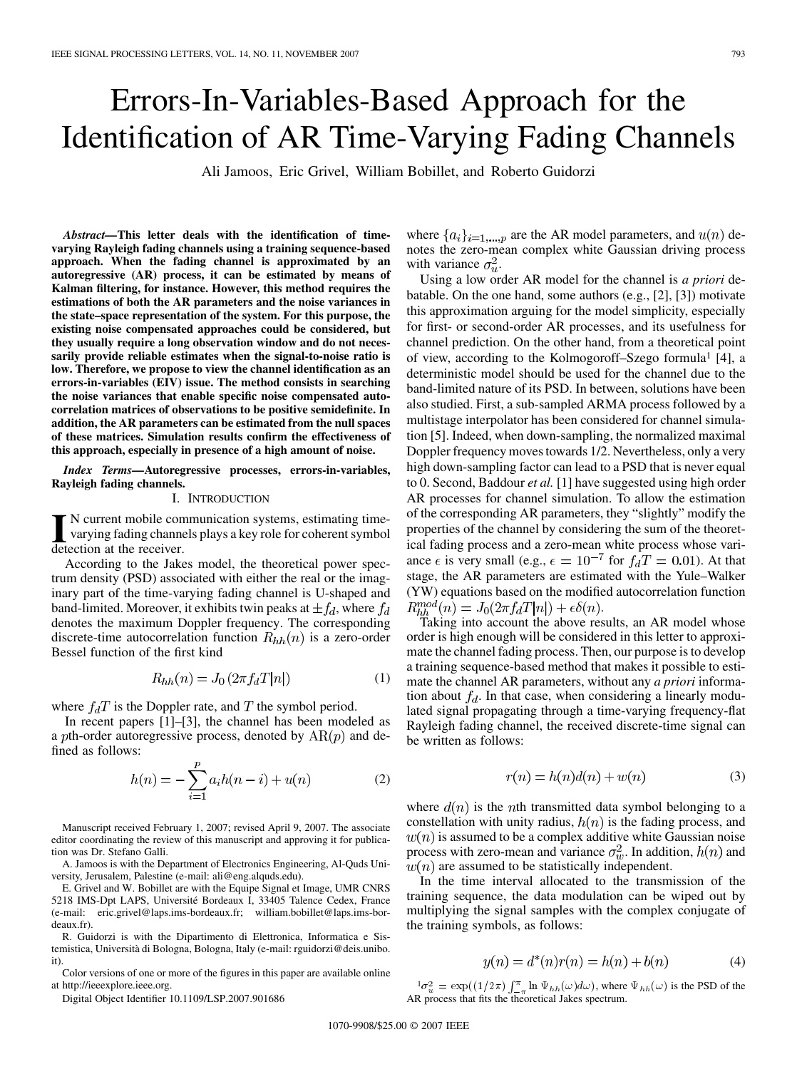# Errors-In-Variables-Based Approach for the Identification of AR Time-Varying Fading Channels

Ali Jamoos, Eric Grivel, William Bobillet, and Roberto Guidorzi

***Abstract*—This letter deals with the identification of time-varying Rayleigh fading channels using a training sequence-based approach. When the fading channel is approximated by an autoregressive (AR) process, it can be estimated by means of Kalman filtering, for instance. However, this method requires the estimations of both the AR parameters and the noise variances in the state–space representation of the system. For this purpose, the existing noise compensated approaches could be considered, but they usually require a long observation window and do not necessarily provide reliable estimates when the signal-to-noise ratio is low. Therefore, we propose to view the channel identification as an errors-in-variables (EIV) issue. The method consists in searching the noise variances that enable specific noise compensated autocorrelation matrices of observations to be positive semidefinite. In addition, the AR parameters can be estimated from the null spaces of these matrices. Simulation results confirm the effectiveness of this approach, especially in presence of a high amount of noise.**

***Index Terms*—Autoregressive processes, errors-in-variables, Rayleigh fading channels.**

## I. Introduction

In current mobile communication systems, estimating time-varying fading channels plays a key role for coherent symbol detection at the receiver.

According to the Jakes model, the theoretical power spectrum density (PSD) associated with either the real or the imaginary part of the time-varying fading channel is U-shaped and band-limited. Moreover, it exhibits twin peaks at $\pm f_d$, where $f_d$ denotes the maximum Doppler frequency. The corresponding discrete-time autocorrelation function $R_{hh}(n)$ is a zero-order Bessel function of the first kind

$$R_{hh}(n) = J_0\left(2\pi f_d T|n|\right) \tag{1}$$

where $f_d T$ is the Doppler rate, and $T$ the symbol period.

In recent papers [1]–[3], the channel has been modeled as a $p$th-order autoregressive process, denoted by $\mathrm{AR}(p)$ and defined as follows:

$$h(n) = -\sum_{i=1}^{p} a_i h(n-i) + u(n) \tag{2}$$

where $\{a_i\}_{i=1,\ldots,p}$ are the AR model parameters, and $u(n)$ denotes the zero-mean complex white Gaussian driving process with variance $\sigma_u^2$.

Using a low order AR model for the channel is *a priori* debatable. On the one hand, some authors (e.g., [2], [3]) motivate this approximation arguing for the model simplicity, especially for first- or second-order AR processes, and its usefulness for channel prediction. On the other hand, from a theoretical point of view, according to the Kolmogoroff–Szego formula[1] [4], a deterministic model should be used for the channel due to the band-limited nature of its PSD. In between, solutions have been also studied. First, a sub-sampled ARMA process followed by a multistage interpolator has been considered for channel simulation [5]. Indeed, when down-sampling, the normalized maximal Doppler frequency moves towards 1/2. Nevertheless, only a very high down-sampling factor can lead to a PSD that is never equal to 0. Second, Baddour *et al.* [1] have suggested using high order AR processes for channel simulation. To allow the estimation of the corresponding AR parameters, they "slightly" modify the properties of the channel by considering the sum of the theoretical fading process and a zero-mean white process whose variance $\epsilon$ is very small (e.g., $\epsilon = 10^{-7}$ for $f_d T = 0.01$). At that stage, the AR parameters are estimated with the Yule–Walker (YW) equations based on the modified autocorrelation function $R_{hh}^{mod}(n) = J_0(2\pi f_d T|n|) + \epsilon\delta(n)$.

Taking into account the above results, an AR model whose order is high enough will be considered in this letter to approximate the channel fading process. Then, our purpose is to develop a training sequence-based method that makes it possible to estimate the channel AR parameters, without any *a priori* information about $f_d$. In that case, when considering a linearly modulated signal propagating through a time-varying frequency-flat Rayleigh fading channel, the received discrete-time signal can be written as follows:

$$r(n) = h(n)d(n) + w(n) \tag{3}$$

where $d(n)$ is the $n$th transmitted data symbol belonging to a constellation with unity radius, $h(n)$ is the fading process, and $w(n)$ is assumed to be a complex additive white Gaussian noise process with zero-mean and variance $\sigma_w^2$. In addition, $h(n)$ and $w(n)$ are assumed to be statistically independent.

In the time interval allocated to the transmission of the training sequence, the data modulation can be wiped out by multiplying the signal samples with the complex conjugate of the training symbols, as follows:

$$y(n) = d^*(n)r(n) = h(n) + b(n) \tag{4}$$

[1] $\sigma_u^2 = \exp((1/2\pi)\int_{-\pi}^{\pi} \ln \Psi_{hh}(\omega)d\omega)$, where $\Psi_{hh}(\omega)$ is the PSD of the AR process that fits the theoretical Jakes spectrum.

Manuscript received February 1, 2007; revised April 9, 2007. The associate editor coordinating the review of this manuscript and approving it for publication was Dr. Stefano Galli.

A. Jamoos is with the Department of Electronics Engineering, Al-Quds University, Jerusalem, Palestine (e-mail: ali@eng.alquds.edu).

E. Grivel and W. Bobillet are with the Equipe Signal et Image, UMR CNRS 5218 IMS-Dpt LAPS, Université Bordeaux I, 33405 Talence Cedex, France (e-mail: eric.grivel@laps.ims-bordeaux.fr; william.bobillet@laps.ims-bordeaux.fr).

R. Guidorzi is with the Dipartimento di Elettronica, Informatica e Sistemistica, Università di Bologna, Bologna, Italy (e-mail: rguidorzi@deis.unibo.it).

Color versions of one or more of the figures in this paper are available online at http://ieeexplore.ieee.org.

Digital Object Identifier 10.1109/LSP.2007.901686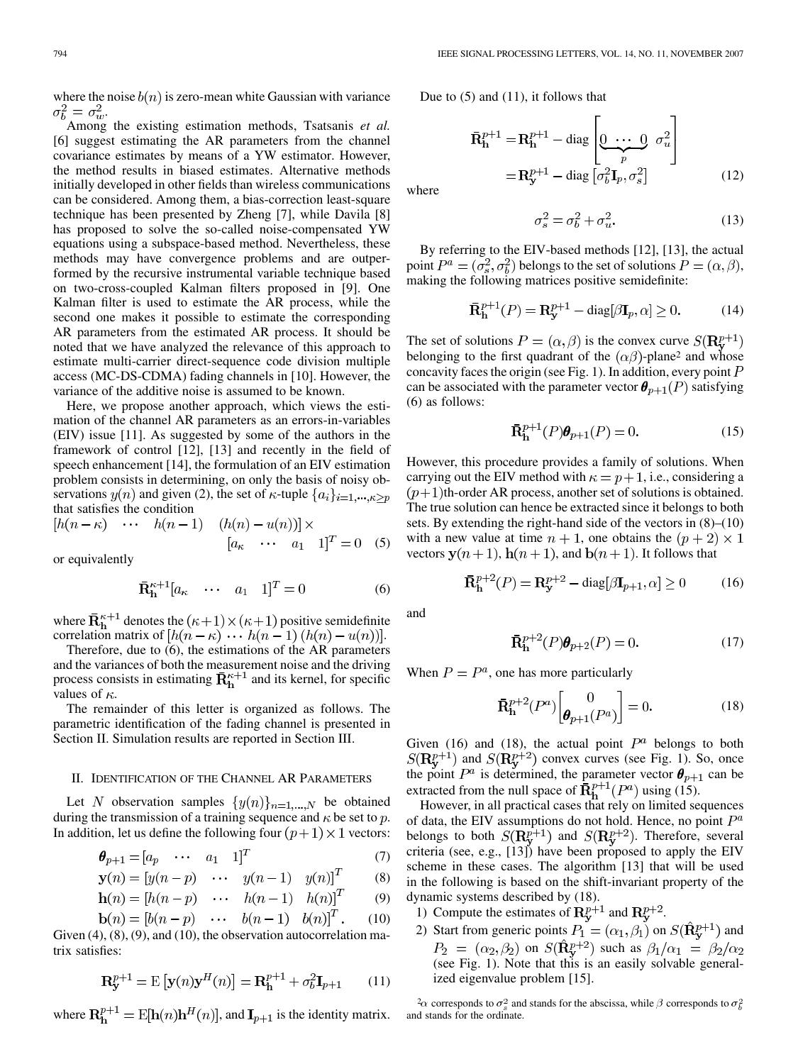where the noise $b(n)$ is zero-mean white Gaussian with variance $\sigma_b^2 = \sigma_w^2$.

Among the existing estimation methods, Tsatsanis *et al.* [6] suggest estimating the AR parameters from the channel covariance estimates by means of a YW estimator. However, the method results in biased estimates. Alternative methods initially developed in other fields than wireless communications can be considered. Among them, a bias-correction least-square technique has been presented by Zheng [7], while Davila [8] has proposed to solve the so-called noise-compensated YW equations using a subspace-based method. Nevertheless, these methods may have convergence problems and are outperformed by the recursive instrumental variable technique based on two-cross-coupled Kalman filters proposed in [9]. One Kalman filter is used to estimate the AR process, while the second one makes it possible to estimate the corresponding AR parameters from the estimated AR process. It should be noted that we have analyzed the relevance of this approach to estimate multi-carrier direct-sequence code division multiple access (MC-DS-CDMA) fading channels in [10]. However, the variance of the additive noise is assumed to be known.

Here, we propose another approach, which views the estimation of the channel AR parameters as an errors-in-variables (EIV) issue [11]. As suggested by some of the authors in the framework of control [12], [13] and recently in the field of speech enhancement [14], the formulation of an EIV estimation problem consists in determining, on only the basis of noisy observations $y(n)$ and given (2), the set of $\kappa$-tuple $\{a_i\}_{i=1,\cdots,\kappa\geq p}$ that satisfies the condition

$$[h(n-\kappa) \quad \cdots \quad h(n-1) \quad (h(n)-u(n))] \times [a_\kappa \quad \cdots \quad a_1 \quad 1]^T = 0 \quad (5)$$

or equivalently

$$\bar{\mathbf{R}}_{\mathbf{h}}^{\kappa+1}[a_\kappa \quad \cdots \quad a_1 \quad 1]^T = 0 \quad (6)$$

where $\bar{\mathbf{R}}_{\mathbf{h}}^{\kappa+1}$ denotes the $(\kappa+1)\times(\kappa+1)$ positive semidefinite correlation matrix of $[h(n-\kappa) \cdots h(n-1)\,(h(n)-u(n))]$.

Therefore, due to (6), the estimations of the AR parameters and the variances of both the measurement noise and the driving process consists in estimating $\bar{\mathbf{R}}_{\mathbf{h}}^{\kappa+1}$ and its kernel, for specific values of $\kappa$.

The remainder of this letter is organized as follows. The parametric identification of the fading channel is presented in Section II. Simulation results are reported in Section III.

## II. Identification of the Channel AR Parameters

Let $N$ observation samples $\{y(n)\}_{n=1,\ldots,N}$ be obtained during the transmission of a training sequence and $\kappa$ be set to $p$. In addition, let us define the following four $(p+1)\times 1$ vectors:

$$\boldsymbol{\theta}_{p+1} = [a_p \quad \cdots \quad a_1 \quad 1]^T \quad (7)$$

$$\mathbf{y}(n) = [y(n-p) \quad \cdots \quad y(n-1) \quad y(n)]^T \quad (8)$$

$$\mathbf{h}(n) = [h(n-p) \quad \cdots \quad h(n-1) \quad h(n)]^T \quad (9)$$

$$\mathbf{b}(n) = [b(n-p) \quad \cdots \quad b(n-1) \quad b(n)]^T. \quad (10)$$

Given (4), (8), (9), and (10), the observation autocorrelation matrix satisfies:

$$\mathbf{R}_{\mathbf{y}}^{p+1} = \mathrm{E}\left[\mathbf{y}(n)\mathbf{y}^H(n)\right] = \mathbf{R}_{\mathbf{h}}^{p+1} + \sigma_b^2 \mathbf{I}_{p+1} \quad (11)$$

where $\mathbf{R}_{\mathbf{h}}^{p+1} = \mathrm{E}[\mathbf{h}(n)\mathbf{h}^H(n)]$, and $\mathbf{I}_{p+1}$ is the identity matrix.

Due to (5) and (11), it follows that

$$\begin{aligned}\bar{\mathbf{R}}_{\mathbf{h}}^{p+1} &= \mathbf{R}_{\mathbf{h}}^{p+1} - \mathrm{diag}\left[\underbrace{0 \ \cdots \ 0}_{p} \ \ \sigma_u^2\right] \\ &= \mathbf{R}_{\mathbf{y}}^{p+1} - \mathrm{diag}\left[\sigma_b^2 \mathbf{I}_p, \sigma_s^2\right]\end{aligned} \quad (12)$$

where

$$\sigma_s^2 = \sigma_b^2 + \sigma_u^2. \quad (13)$$

By referring to the EIV-based methods [12], [13], the actual point $P^a = (\sigma_s^2, \sigma_b^2)$ belongs to the set of solutions $P = (\alpha, \beta)$, making the following matrices positive semidefinite:

$$\bar{\mathbf{R}}_{\mathbf{h}}^{p+1}(P) = \mathbf{R}_{\mathbf{y}}^{p+1} - \mathrm{diag}[\beta \mathbf{I}_p, \alpha] \geq 0. \quad (14)$$

The set of solutions $P = (\alpha, \beta)$ is the convex curve $S(\mathbf{R}_{\mathbf{y}}^{p+1})$ belonging to the first quadrant of the $(\alpha\beta)$-plane[2] and whose concavity faces the origin (see Fig. 1). In addition, every point $P$ can be associated with the parameter vector $\boldsymbol{\theta}_{p+1}(P)$ satisfying (6) as follows:

$$\bar{\mathbf{R}}_{\mathbf{h}}^{p+1}(P)\boldsymbol{\theta}_{p+1}(P) = 0. \quad (15)$$

However, this procedure provides a family of solutions. When carrying out the EIV method with $\kappa = p+1$, i.e., considering a $(p+1)$th-order AR process, another set of solutions is obtained. The true solution can hence be extracted since it belongs to both sets. By extending the right-hand side of the vectors in (8)–(10) with a new value at time $n+1$, one obtains the $(p+2)\times 1$ vectors $\mathbf{y}(n+1)$, $\mathbf{h}(n+1)$, and $\mathbf{b}(n+1)$. It follows that

$$\bar{\mathbf{R}}_{\mathbf{h}}^{p+2}(P) = \mathbf{R}_{\mathbf{y}}^{p+2} - \mathrm{diag}[\beta \mathbf{I}_{p+1}, \alpha] \geq 0 \quad (16)$$

and

$$\bar{\mathbf{R}}_{\mathbf{h}}^{p+2}(P)\boldsymbol{\theta}_{p+2}(P) = 0. \quad (17)$$

When $P = P^a$, one has more particularly

$$\bar{\mathbf{R}}_{\mathbf{h}}^{p+2}(P^a)\begin{bmatrix} 0 \\ \boldsymbol{\theta}_{p+1}(P^a)\end{bmatrix} = 0. \quad (18)$$

Given (16) and (18), the actual point $P^a$ belongs to both $S(\mathbf{R}_{\mathbf{y}}^{p+1})$ and $S(\mathbf{R}_{\mathbf{y}}^{p+2})$ convex curves (see Fig. 1). So, once the point $P^a$ is determined, the parameter vector $\boldsymbol{\theta}_{p+1}$ can be extracted from the null space of $\bar{\mathbf{R}}_{\mathbf{h}}^{p+1}(P^a)$ using (15).

However, in all practical cases that rely on limited sequences of data, the EIV assumptions do not hold. Hence, no point $P^a$ belongs to both $S(\mathbf{R}_{\mathbf{y}}^{p+1})$ and $S(\mathbf{R}_{\mathbf{y}}^{p+2})$. Therefore, several criteria (see, e.g., [13]) have been proposed to apply the EIV scheme in these cases. The algorithm [13] that will be used in the following is based on the shift-invariant property of the dynamic systems described by (18).

1) Compute the estimates of $\mathbf{R}_{\mathbf{y}}^{p+1}$ and $\mathbf{R}_{\mathbf{y}}^{p+2}$.
2) Start from generic points $P_1 = (\alpha_1, \beta_1)$ on $S(\hat{\mathbf{R}}_{\mathbf{y}}^{p+1})$ and $P_2 = (\alpha_2, \beta_2)$ on $S(\hat{\mathbf{R}}_{\mathbf{y}}^{p+2})$ such as $\beta_1/\alpha_1 = \beta_2/\alpha_2$ (see Fig. 1). Note that this is an easily solvable generalized eigenvalue problem [15].

[2] $\alpha$ corresponds to $\sigma_s^2$ and stands for the abscissa, while $\beta$ corresponds to $\sigma_b^2$ and stands for the ordinate.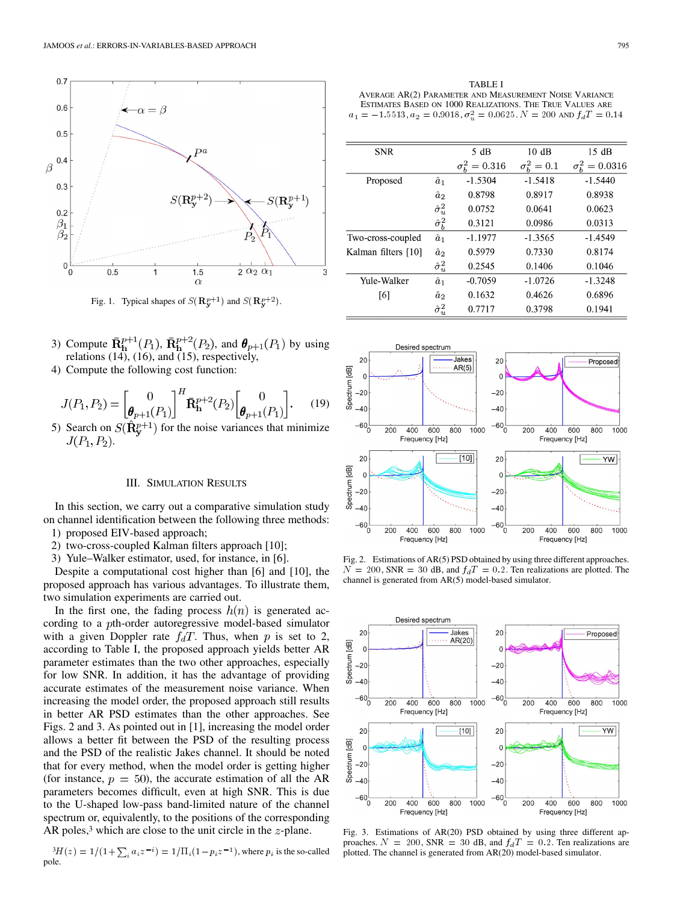Fig. 1. Typical shapes of $S(\mathbf{R}_{\mathbf{y}}^{p+1})$ and $S(\mathbf{R}_{\mathbf{y}}^{p+2})$.

3) Compute $\bar{\mathbf{R}}_{\mathbf{h}}^{p+1}(P_1)$, $\bar{\mathbf{R}}_{\mathbf{h}}^{p+2}(P_2)$, and $\boldsymbol{\theta}_{p+1}(P_1)$ by using relations (14), (16), and (15), respectively,
4) Compute the following cost function:

$$J(P_1, P_2) = \begin{bmatrix} 0 \\ \boldsymbol{\theta}_{p+1}(P_1) \end{bmatrix}^H \bar{\mathbf{R}}_{\mathbf{h}}^{p+2}(P_2) \begin{bmatrix} 0 \\ \boldsymbol{\theta}_{p+1}(P_1) \end{bmatrix}. \quad (19)$$

5) Search on $S(\hat{\mathbf{R}}_{\mathbf{y}}^{p+1})$ for the noise variances that minimize $J(P_1, P_2)$.

## III. Simulation Results

In this section, we carry out a comparative simulation study on channel identification between the following three methods:

1) proposed EIV-based approach;
2) two-cross-coupled Kalman filters approach [10];
3) Yule–Walker estimator, used, for instance, in [6].

Despite a computational cost higher than [6] and [10], the proposed approach has various advantages. To illustrate them, two simulation experiments are carried out.

In the first one, the fading process $h(n)$ is generated according to a $p$th-order autoregressive model-based simulator with a given Doppler rate $f_dT$. Thus, when $p$ is set to 2, according to Table I, the proposed approach yields better AR parameter estimates than the two other approaches, especially for low SNR. In addition, it has the advantage of providing accurate estimates of the measurement noise variance. When increasing the model order, the proposed approach still results in better AR PSD estimates than the other approaches. See Figs. 2 and 3. As pointed out in [1], increasing the model order allows a better fit between the PSD of the resulting process and the PSD of the realistic Jakes channel. It should be noted that for every method, when the model order is getting higher (for instance, $p = 50$), the accurate estimation of all the AR parameters becomes difficult, even at high SNR. This is due to the U-shaped low-pass band-limited nature of the channel spectrum or, equivalently, to the positions of the corresponding AR poles,[3] which are close to the unit circle in the $z$-plane.

[3] $H(z) = 1/(1 + \sum_i a_i z^{-i}) = 1/\Pi_i(1 - p_i z^{-1})$, where $p_i$ is the so-called pole.

TABLE I
Average AR(2) Parameter and Measurement Noise Variance Estimates Based on 1000 Realizations. The True Values Are $a_1 = -1.5513, a_2 = 0.9018, \sigma_u^2 = 0.0625$. $N = 200$ and $f_dT = 0.14$

| SNR | | 5 dB | 10 dB | 15 dB |
|---|---|---|---|---|
| | | $\sigma_b^2 = 0.316$ | $\sigma_b^2 = 0.1$ | $\sigma_b^2 = 0.0316$ |
| Proposed | $\hat{a}_1$ | -1.5304 | -1.5418 | -1.5440 |
| | $\hat{a}_2$ | 0.8798 | 0.8917 | 0.8938 |
| | $\hat{\sigma}_u^2$ | 0.0752 | 0.0641 | 0.0623 |
| | $\hat{\sigma}_b^2$ | 0.3121 | 0.0986 | 0.0313 |
| Two-cross-coupled Kalman filters [10] | $\hat{a}_1$ | -1.1977 | -1.3565 | -1.4549 |
| | $\hat{a}_2$ | 0.5979 | 0.7330 | 0.8174 |
| | $\hat{\sigma}_u^2$ | 0.2545 | 0.1406 | 0.1046 |
| Yule-Walker [6] | $\hat{a}_1$ | -0.7059 | -1.0726 | -1.3248 |
| | $\hat{a}_2$ | 0.1632 | 0.4626 | 0.6896 |
| | $\hat{\sigma}_u^2$ | 0.7717 | 0.3798 | 0.1941 |

Fig. 2. Estimations of AR(5) PSD obtained by using three different approaches. $N = 200$, SNR $= 30$ dB, and $f_dT = 0.2$. Ten realizations are plotted. The channel is generated from AR(5) model-based simulator.

Fig. 3. Estimations of AR(20) PSD obtained by using three different approaches. $N = 200$, SNR $= 30$ dB, and $f_dT = 0.2$. Ten realizations are plotted. The channel is generated from AR(20) model-based simulator.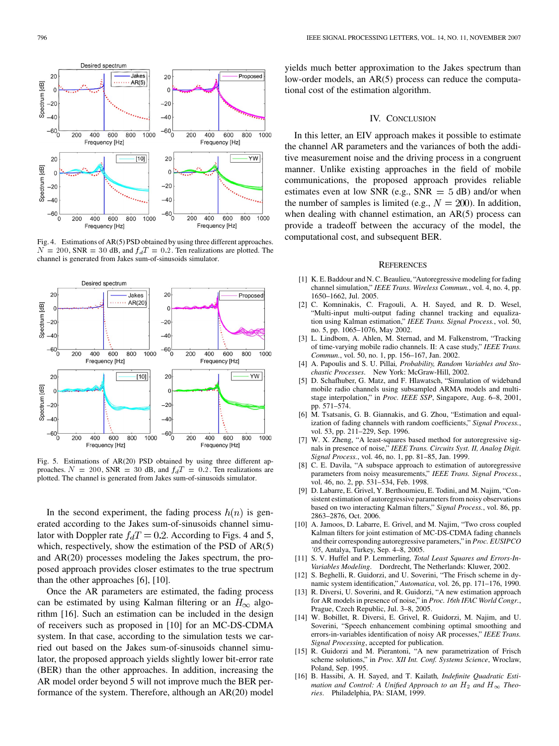Desired spectrum

Jakes
AR(5)

Proposed

[10]

YW

Spectrum [dB]

Frequency [Hz]

Fig. 4. Estimations of AR(5) PSD obtained by using three different approaches. $N = 200$, SNR $= 30$ dB, and $f_dT = 0.2$. Ten realizations are plotted. The channel is generated from Jakes sum-of-sinusoids simulator.

Desired spectrum

Jakes
AR(20)

Proposed

[10]

YW

Spectrum [dB]

Frequency [Hz]

Fig. 5. Estimations of AR(20) PSD obtained by using three different approaches. $N = 200$, SNR $= 30$ dB, and $f_dT = 0.2$. Ten realizations are plotted. The channel is generated from Jakes sum-of-sinusoids simulator.

In the second experiment, the fading process $h(n)$ is generated according to the Jakes sum-of-sinusoids channel simulator with Doppler rate $f_dT = 0.2$. According to Figs. 4 and 5, which, respectively, show the estimation of the PSD of AR(5) and AR(20) processes modeling the Jakes spectrum, the proposed approach provides closer estimates to the true spectrum than the other approaches [6], [10].

Once the AR parameters are estimated, the fading process can be estimated by using Kalman filtering or an $H_\infty$ algorithm [16]. Such an estimation can be included in the design of receivers such as proposed in [10] for an MC-DS-CDMA system. In that case, according to the simulation tests we carried out based on the Jakes sum-of-sinusoids channel simulator, the proposed approach yields slightly lower bit-error rate (BER) than the other approaches. In addition, increasing the AR model order beyond 5 will not improve much the BER performance of the system. Therefore, although an AR(20) model yields much better approximation to the Jakes spectrum than low-order models, an AR(5) process can reduce the computational cost of the estimation algorithm.

## IV. Conclusion

In this letter, an EIV approach makes it possible to estimate the channel AR parameters and the variances of both the additive measurement noise and the driving process in a congruent manner. Unlike existing approaches in the field of mobile communications, the proposed approach provides reliable estimates even at low SNR (e.g., SNR $= 5$ dB) and/or when the number of samples is limited (e.g., $N = 200$). In addition, when dealing with channel estimation, an AR(5) process can provide a tradeoff between the accuracy of the model, the computational cost, and subsequent BER.

## References

[1] K. E. Baddour and N. C. Beaulieu, "Autoregressive modeling for fading channel simulation," *IEEE Trans. Wireless Commun.*, vol. 4, no. 4, pp. 1650–1662, Jul. 2005.

[2] C. Komninakis, C. Fragouli, A. H. Sayed, and R. D. Wesel, "Multi-input multi-output fading channel tracking and equalization using Kalman estimation," *IEEE Trans. Signal Process.*, vol. 50, no. 5, pp. 1065–1076, May 2002.

[3] L. Lindbom, A. Ahlen, M. Sternad, and M. Falkenstron, "Tracking of time-varying mobile radio channels. II: A case study," *IEEE Trans. Commun.*, vol. 50, no. 1, pp. 156–167, Jan. 2002.

[4] A. Papoulis and S. U. Pillai, *Probability, Random Variables and Stochastic Processes*. New York: McGraw-Hill, 2002.

[5] D. Schafhuber, G. Matz, and F. Hlawatsch, "Simulation of wideband mobile radio channels using subsampled ARMA models and multistage interpolation," in *Proc. IEEE SSP*, Singapore, Aug. 6–8, 2001, pp. 571–574.

[6] M. Tsatsanis, G. B. Giannakis, and G. Zhou, "Estimation and equalization of fading channels with random coefficients," *Signal Process.*, vol. 53, pp. 211–229, Sep. 1996.

[7] W. X. Zheng, "A least-squares based method for autoregressive signals in presence of noise," *IEEE Trans. Circuits Syst. II, Analog Digit. Signal Process.*, vol. 46, no. 1, pp. 81–85, Jan. 1999.

[8] C. E. Davila, "A subspace approach to estimation of autoregressive parameters from noisy measurements," *IEEE Trans. Signal Process.*, vol. 46, no. 2, pp. 531–534, Feb. 1998.

[9] D. Labarre, E. Grivel, Y. Berthoumieu, E. Todini, and M. Najim, "Consistent estimation of autoregressive parameters from noisy observations based on two interacting Kalman filters," *Signal Process.*, vol. 86, pp. 2863–2876, Oct. 2006.

[10] A. Jamoos, D. Labarre, E. Grivel, and M. Najim, "Two cross coupled Kalman filters for joint estimation of MC-DS-CDMA fading channels and their corresponding autoregressive parameters," in *Proc. EUSIPCO '05*, Antalya, Turkey, Sep. 4–8, 2005.

[11] S. V. Huffel and P. Lemmerling, *Total Least Squares and Errors-In-Variables Modeling*. Dordrecht, The Netherlands: Kluwer, 2002.

[12] S. Beghelli, R. Guidorzi, and U. Soverini, "The Frisch scheme in dynamic system identification," *Automatica*, vol. 26, pp. 171–176, 1990.

[13] R. Diversi, U. Soverini, and R. Guidorzi, "A new estimation approach for AR models in presence of noise," in *Proc. 16th IFAC World Congr.*, Prague, Czech Republic, Jul. 3–8, 2005.

[14] W. Bobillet, R. Diversi, E. Grivel, R. Guidorzi, M. Najim, and U. Soverini, "Speech enhancement combining optimal smoothing and errors-in-variables identification of noisy AR processes," *IEEE Trans. Signal Processing*, accepted for publication.

[15] R. Guidorzi and M. Pierantoni, "A new parametrization of Frisch scheme solutions," in *Proc. XII Int. Conf. Systems Science*, Wroclaw, Poland, Sep. 1995.

[16] B. Hassibi, A. H. Sayed, and T. Kailath, *Indefinite Quadratic Estimation and Control: A Unified Approach to an $H_2$ and $H_\infty$ Theories*. Philadelphia, PA: SIAM, 1999.